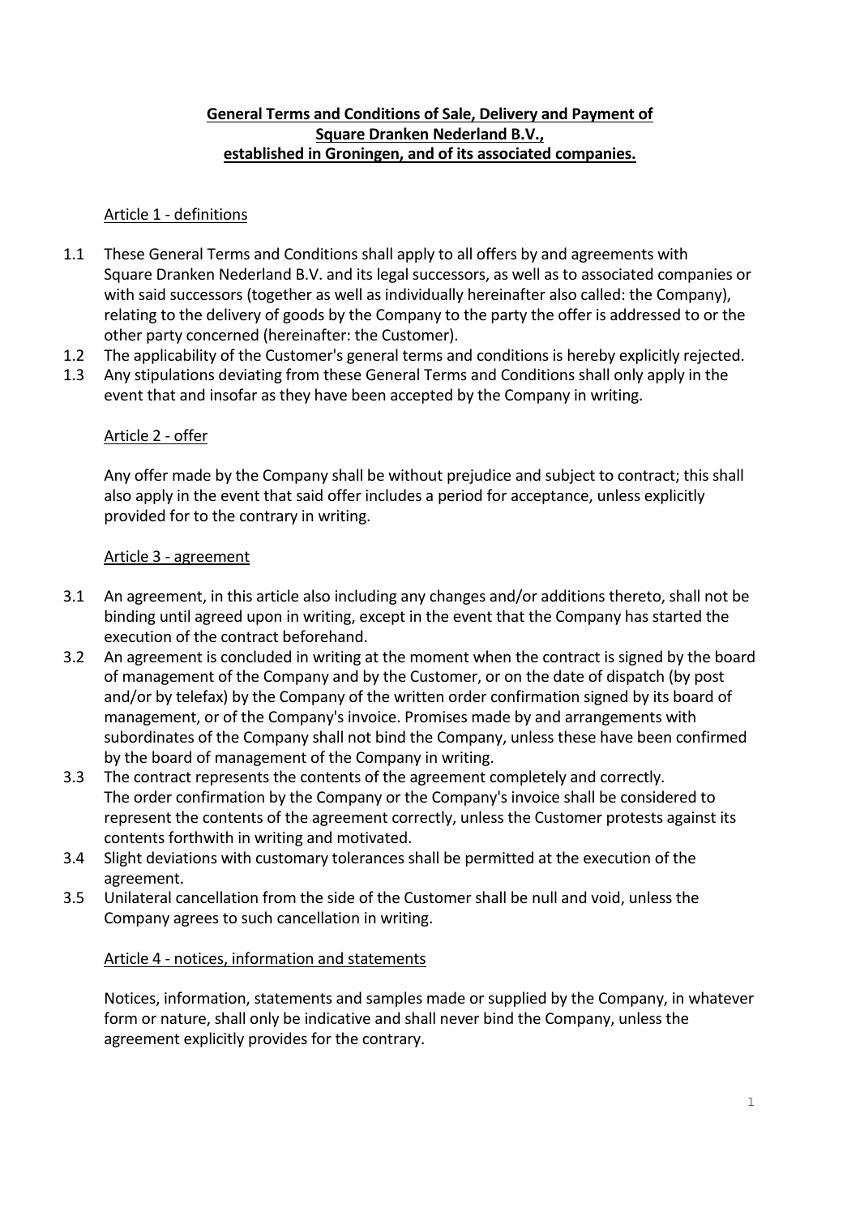**General Terms and Conditions of Sale, Delivery and Payment of Square Dranken Nederland B.V., established in Groningen, and of its associated companies.**

## Article 1 - definitions

1.1 These General Terms and Conditions shall apply to all offers by and agreements with Square Dranken Nederland B.V. and its legal successors, as well as to associated companies or with said successors (together as well as individually hereinafter also called: the Company), relating to the delivery of goods by the Company to the party the offer is addressed to or the other party concerned (hereinafter: the Customer).

1.2 The applicability of the Customer's general terms and conditions is hereby explicitly rejected.

1.3 Any stipulations deviating from these General Terms and Conditions shall only apply in the event that and insofar as they have been accepted by the Company in writing.

## Article 2 - offer

Any offer made by the Company shall be without prejudice and subject to contract; this shall also apply in the event that said offer includes a period for acceptance, unless explicitly provided for to the contrary in writing.

## Article 3 - agreement

3.1 An agreement, in this article also including any changes and/or additions thereto, shall not be binding until agreed upon in writing, except in the event that the Company has started the execution of the contract beforehand.

3.2 An agreement is concluded in writing at the moment when the contract is signed by the board of management of the Company and by the Customer, or on the date of dispatch (by post and/or by telefax) by the Company of the written order confirmation signed by its board of management, or of the Company's invoice. Promises made by and arrangements with subordinates of the Company shall not bind the Company, unless these have been confirmed by the board of management of the Company in writing.

3.3 The contract represents the contents of the agreement completely and correctly. The order confirmation by the Company or the Company's invoice shall be considered to represent the contents of the agreement correctly, unless the Customer protests against its contents forthwith in writing and motivated.

3.4 Slight deviations with customary tolerances shall be permitted at the execution of the agreement.

3.5 Unilateral cancellation from the side of the Customer shall be null and void, unless the Company agrees to such cancellation in writing.

## Article 4 - notices, information and statements

Notices, information, statements and samples made or supplied by the Company, in whatever form or nature, shall only be indicative and shall never bind the Company, unless the agreement explicitly provides for the contrary.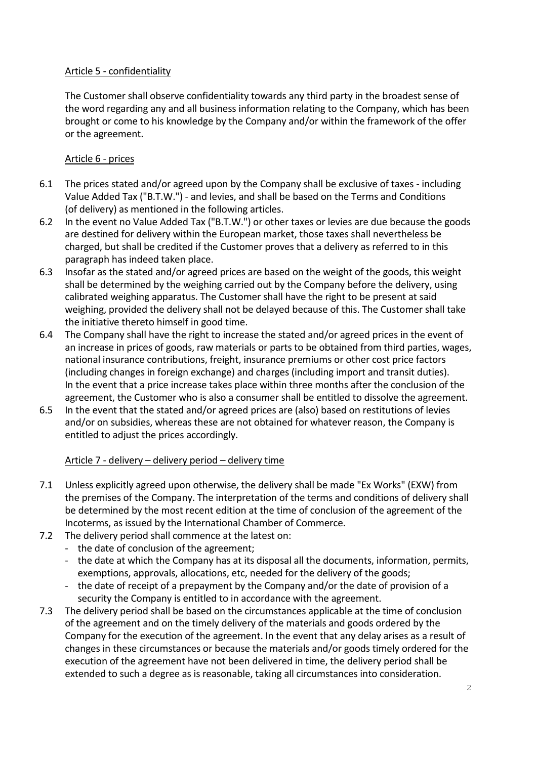Article 5 - confidentiality

The Customer shall observe confidentiality towards any third party in the broadest sense of the word regarding any and all business information relating to the Company, which has been brought or come to his knowledge by the Company and/or within the framework of the offer or the agreement.

Article 6 - prices

6.1 The prices stated and/or agreed upon by the Company shall be exclusive of taxes - including Value Added Tax ("B.T.W.") - and levies, and shall be based on the Terms and Conditions (of delivery) as mentioned in the following articles.

6.2 In the event no Value Added Tax ("B.T.W.") or other taxes or levies are due because the goods are destined for delivery within the European market, those taxes shall nevertheless be charged, but shall be credited if the Customer proves that a delivery as referred to in this paragraph has indeed taken place.

6.3 Insofar as the stated and/or agreed prices are based on the weight of the goods, this weight shall be determined by the weighing carried out by the Company before the delivery, using calibrated weighing apparatus. The Customer shall have the right to be present at said weighing, provided the delivery shall not be delayed because of this. The Customer shall take the initiative thereto himself in good time.

6.4 The Company shall have the right to increase the stated and/or agreed prices in the event of an increase in prices of goods, raw materials or parts to be obtained from third parties, wages, national insurance contributions, freight, insurance premiums or other cost price factors (including changes in foreign exchange) and charges (including import and transit duties). In the event that a price increase takes place within three months after the conclusion of the agreement, the Customer who is also a consumer shall be entitled to dissolve the agreement.

6.5 In the event that the stated and/or agreed prices are (also) based on restitutions of levies and/or on subsidies, whereas these are not obtained for whatever reason, the Company is entitled to adjust the prices accordingly.

Article 7 - delivery – delivery period – delivery time

7.1 Unless explicitly agreed upon otherwise, the delivery shall be made "Ex Works" (EXW) from the premises of the Company. The interpretation of the terms and conditions of delivery shall be determined by the most recent edition at the time of conclusion of the agreement of the Incoterms, as issued by the International Chamber of Commerce.

7.2 The delivery period shall commence at the latest on:
   - the date of conclusion of the agreement;
   - the date at which the Company has at its disposal all the documents, information, permits, exemptions, approvals, allocations, etc, needed for the delivery of the goods;
   - the date of receipt of a prepayment by the Company and/or the date of provision of a security the Company is entitled to in accordance with the agreement.

7.3 The delivery period shall be based on the circumstances applicable at the time of conclusion of the agreement and on the timely delivery of the materials and goods ordered by the Company for the execution of the agreement. In the event that any delay arises as a result of changes in these circumstances or because the materials and/or goods timely ordered for the execution of the agreement have not been delivered in time, the delivery period shall be extended to such a degree as is reasonable, taking all circumstances into consideration.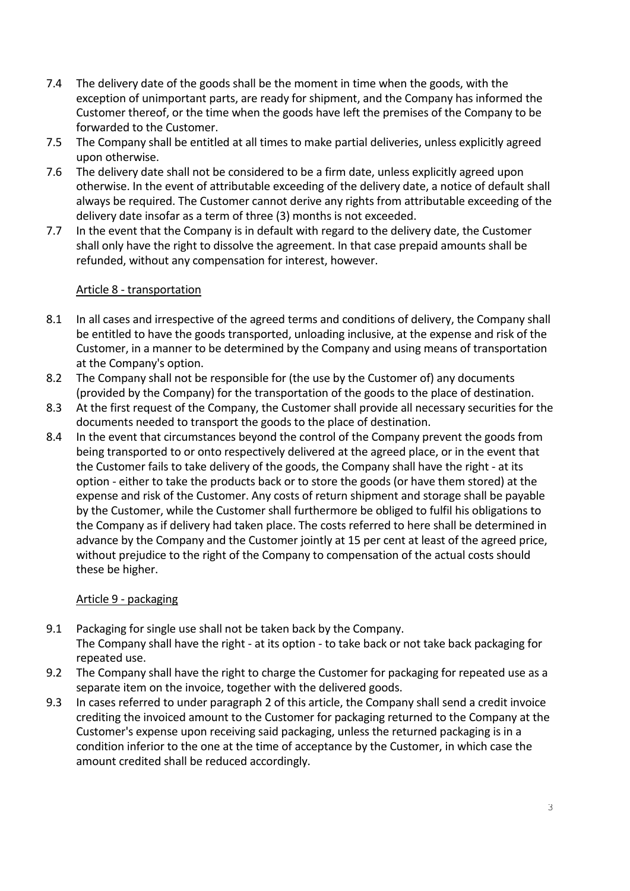7.4 The delivery date of the goods shall be the moment in time when the goods, with the exception of unimportant parts, are ready for shipment, and the Company has informed the Customer thereof, or the time when the goods have left the premises of the Company to be forwarded to the Customer.

7.5 The Company shall be entitled at all times to make partial deliveries, unless explicitly agreed upon otherwise.

7.6 The delivery date shall not be considered to be a firm date, unless explicitly agreed upon otherwise. In the event of attributable exceeding of the delivery date, a notice of default shall always be required. The Customer cannot derive any rights from attributable exceeding of the delivery date insofar as a term of three (3) months is not exceeded.

7.7 In the event that the Company is in default with regard to the delivery date, the Customer shall only have the right to dissolve the agreement. In that case prepaid amounts shall be refunded, without any compensation for interest, however.

## Article 8 - transportation

8.1 In all cases and irrespective of the agreed terms and conditions of delivery, the Company shall be entitled to have the goods transported, unloading inclusive, at the expense and risk of the Customer, in a manner to be determined by the Company and using means of transportation at the Company's option.

8.2 The Company shall not be responsible for (the use by the Customer of) any documents (provided by the Company) for the transportation of the goods to the place of destination.

8.3 At the first request of the Company, the Customer shall provide all necessary securities for the documents needed to transport the goods to the place of destination.

8.4 In the event that circumstances beyond the control of the Company prevent the goods from being transported to or onto respectively delivered at the agreed place, or in the event that the Customer fails to take delivery of the goods, the Company shall have the right - at its option - either to take the products back or to store the goods (or have them stored) at the expense and risk of the Customer. Any costs of return shipment and storage shall be payable by the Customer, while the Customer shall furthermore be obliged to fulfil his obligations to the Company as if delivery had taken place. The costs referred to here shall be determined in advance by the Company and the Customer jointly at 15 per cent at least of the agreed price, without prejudice to the right of the Company to compensation of the actual costs should these be higher.

## Article 9 - packaging

9.1 Packaging for single use shall not be taken back by the Company.
The Company shall have the right - at its option - to take back or not take back packaging for repeated use.

9.2 The Company shall have the right to charge the Customer for packaging for repeated use as a separate item on the invoice, together with the delivered goods.

9.3 In cases referred to under paragraph 2 of this article, the Company shall send a credit invoice crediting the invoiced amount to the Customer for packaging returned to the Company at the Customer's expense upon receiving said packaging, unless the returned packaging is in a condition inferior to the one at the time of acceptance by the Customer, in which case the amount credited shall be reduced accordingly.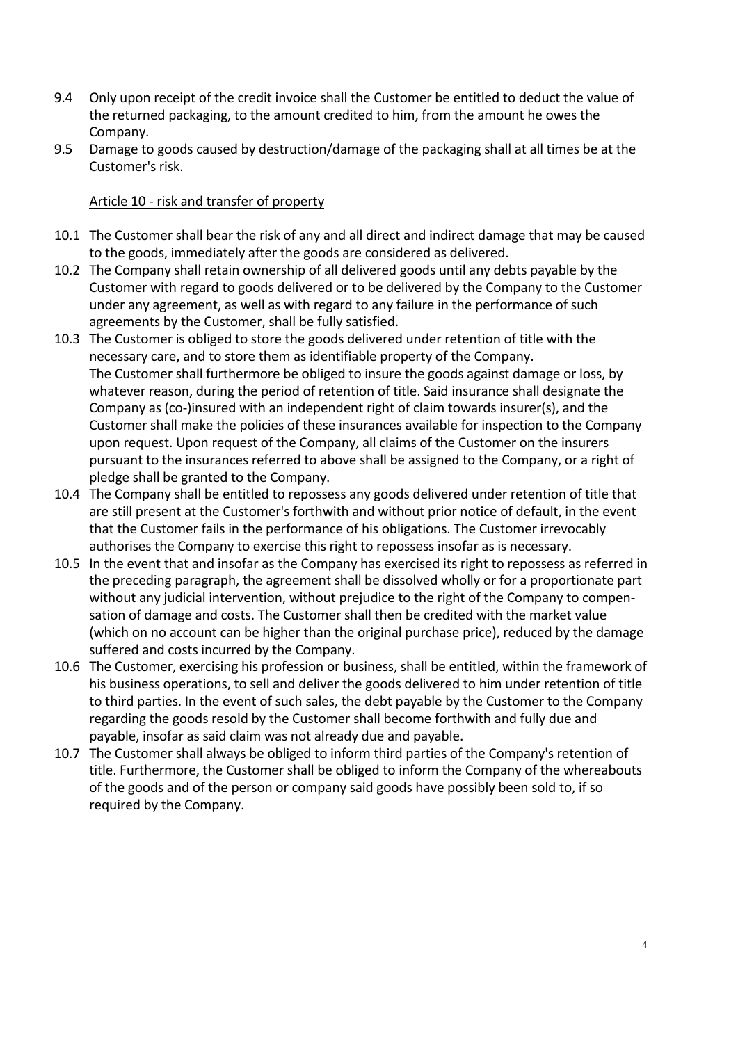9.4 Only upon receipt of the credit invoice shall the Customer be entitled to deduct the value of the returned packaging, to the amount credited to him, from the amount he owes the Company.

9.5 Damage to goods caused by destruction/damage of the packaging shall at all times be at the Customer's risk.

<u>Article 10 - risk and transfer of property</u>

10.1 The Customer shall bear the risk of any and all direct and indirect damage that may be caused to the goods, immediately after the goods are considered as delivered.

10.2 The Company shall retain ownership of all delivered goods until any debts payable by the Customer with regard to goods delivered or to be delivered by the Company to the Customer under any agreement, as well as with regard to any failure in the performance of such agreements by the Customer, shall be fully satisfied.

10.3 The Customer is obliged to store the goods delivered under retention of title with the necessary care, and to store them as identifiable property of the Company.
The Customer shall furthermore be obliged to insure the goods against damage or loss, by whatever reason, during the period of retention of title. Said insurance shall designate the Company as (co-)insured with an independent right of claim towards insurer(s), and the Customer shall make the policies of these insurances available for inspection to the Company upon request. Upon request of the Company, all claims of the Customer on the insurers pursuant to the insurances referred to above shall be assigned to the Company, or a right of pledge shall be granted to the Company.

10.4 The Company shall be entitled to repossess any goods delivered under retention of title that are still present at the Customer's forthwith and without prior notice of default, in the event that the Customer fails in the performance of his obligations. The Customer irrevocably authorises the Company to exercise this right to repossess insofar as is necessary.

10.5 In the event that and insofar as the Company has exercised its right to repossess as referred in the preceding paragraph, the agreement shall be dissolved wholly or for a proportionate part without any judicial intervention, without prejudice to the right of the Company to compensation of damage and costs. The Customer shall then be credited with the market value (which on no account can be higher than the original purchase price), reduced by the damage suffered and costs incurred by the Company.

10.6 The Customer, exercising his profession or business, shall be entitled, within the framework of his business operations, to sell and deliver the goods delivered to him under retention of title to third parties. In the event of such sales, the debt payable by the Customer to the Company regarding the goods resold by the Customer shall become forthwith and fully due and payable, insofar as said claim was not already due and payable.

10.7 The Customer shall always be obliged to inform third parties of the Company's retention of title. Furthermore, the Customer shall be obliged to inform the Company of the whereabouts of the goods and of the person or company said goods have possibly been sold to, if so required by the Company.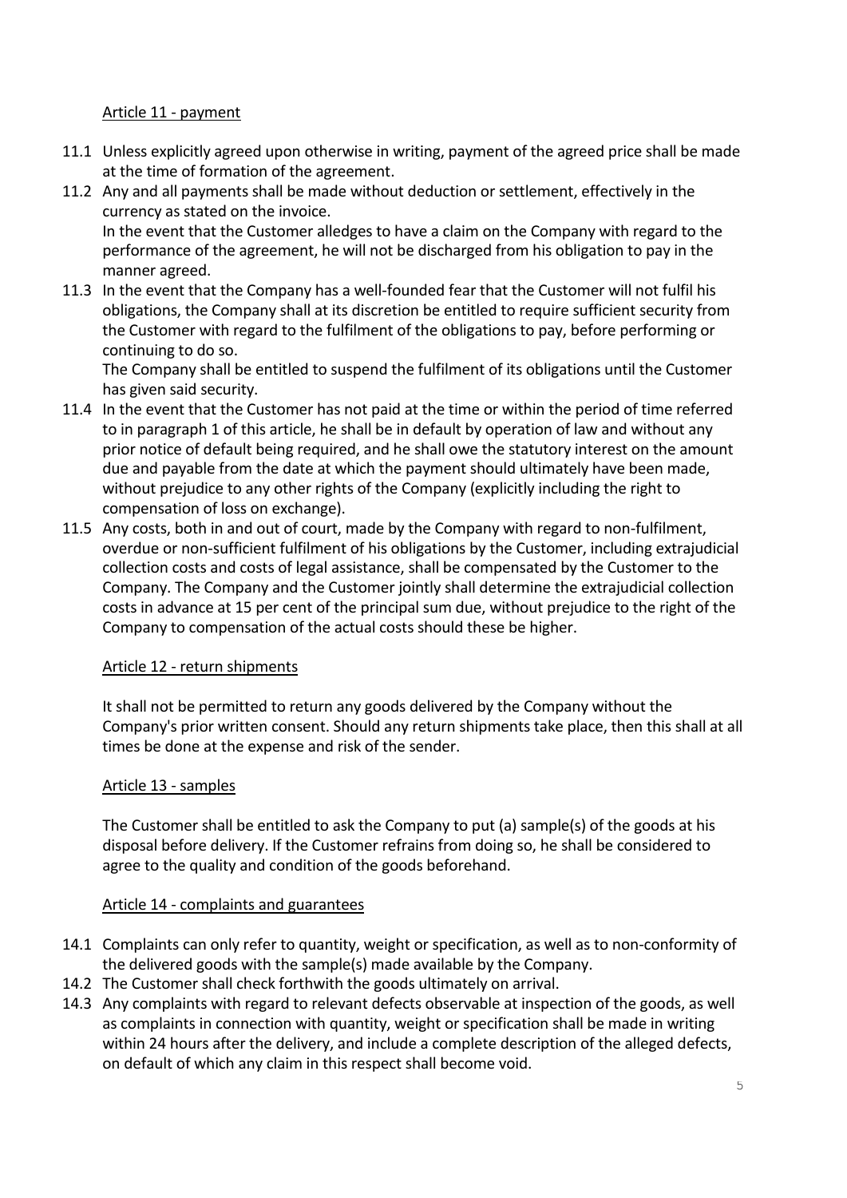## Article 11 - payment

11.1 Unless explicitly agreed upon otherwise in writing, payment of the agreed price shall be made at the time of formation of the agreement.

11.2 Any and all payments shall be made without deduction or settlement, effectively in the currency as stated on the invoice.
In the event that the Customer alledges to have a claim on the Company with regard to the performance of the agreement, he will not be discharged from his obligation to pay in the manner agreed.

11.3 In the event that the Company has a well-founded fear that the Customer will not fulfil his obligations, the Company shall at its discretion be entitled to require sufficient security from the Customer with regard to the fulfilment of the obligations to pay, before performing or continuing to do so.
The Company shall be entitled to suspend the fulfilment of its obligations until the Customer has given said security.

11.4 In the event that the Customer has not paid at the time or within the period of time referred to in paragraph 1 of this article, he shall be in default by operation of law and without any prior notice of default being required, and he shall owe the statutory interest on the amount due and payable from the date at which the payment should ultimately have been made, without prejudice to any other rights of the Company (explicitly including the right to compensation of loss on exchange).

11.5 Any costs, both in and out of court, made by the Company with regard to non-fulfilment, overdue or non-sufficient fulfilment of his obligations by the Customer, including extrajudicial collection costs and costs of legal assistance, shall be compensated by the Customer to the Company. The Company and the Customer jointly shall determine the extrajudicial collection costs in advance at 15 per cent of the principal sum due, without prejudice to the right of the Company to compensation of the actual costs should these be higher.

## Article 12 - return shipments

It shall not be permitted to return any goods delivered by the Company without the Company's prior written consent. Should any return shipments take place, then this shall at all times be done at the expense and risk of the sender.

## Article 13 - samples

The Customer shall be entitled to ask the Company to put (a) sample(s) of the goods at his disposal before delivery. If the Customer refrains from doing so, he shall be considered to agree to the quality and condition of the goods beforehand.

## Article 14 - complaints and guarantees

14.1 Complaints can only refer to quantity, weight or specification, as well as to non-conformity of the delivered goods with the sample(s) made available by the Company.

14.2 The Customer shall check forthwith the goods ultimately on arrival.

14.3 Any complaints with regard to relevant defects observable at inspection of the goods, as well as complaints in connection with quantity, weight or specification shall be made in writing within 24 hours after the delivery, and include a complete description of the alleged defects, on default of which any claim in this respect shall become void.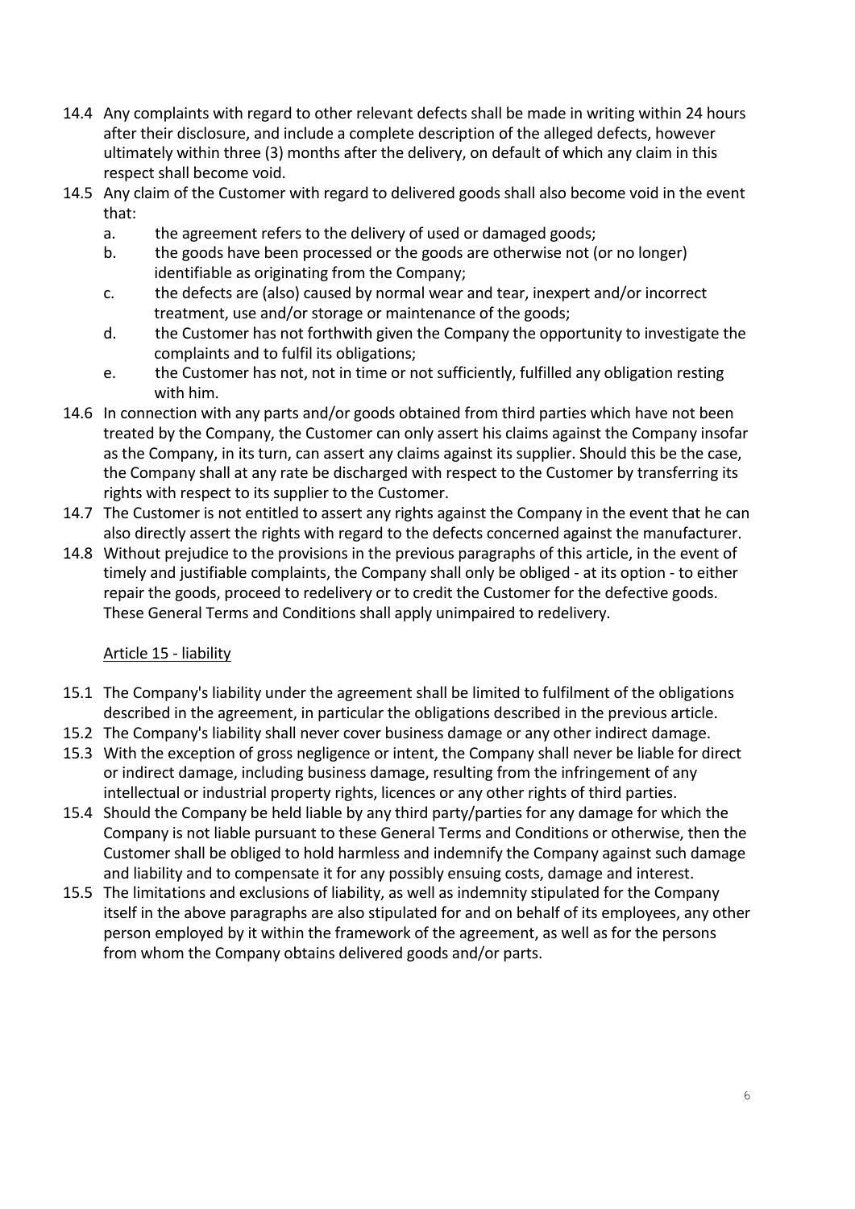14.4 Any complaints with regard to other relevant defects shall be made in writing within 24 hours after their disclosure, and include a complete description of the alleged defects, however ultimately within three (3) months after the delivery, on default of which any claim in this respect shall become void.

14.5 Any claim of the Customer with regard to delivered goods shall also become void in the event that:

   a. the agreement refers to the delivery of used or damaged goods;
   b. the goods have been processed or the goods are otherwise not (or no longer) identifiable as originating from the Company;
   c. the defects are (also) caused by normal wear and tear, inexpert and/or incorrect treatment, use and/or storage or maintenance of the goods;
   d. the Customer has not forthwith given the Company the opportunity to investigate the complaints and to fulfil its obligations;
   e. the Customer has not, not in time or not sufficiently, fulfilled any obligation resting with him.

14.6 In connection with any parts and/or goods obtained from third parties which have not been treated by the Company, the Customer can only assert his claims against the Company insofar as the Company, in its turn, can assert any claims against its supplier. Should this be the case, the Company shall at any rate be discharged with respect to the Customer by transferring its rights with respect to its supplier to the Customer.

14.7 The Customer is not entitled to assert any rights against the Company in the event that he can also directly assert the rights with regard to the defects concerned against the manufacturer.

14.8 Without prejudice to the provisions in the previous paragraphs of this article, in the event of timely and justifiable complaints, the Company shall only be obliged - at its option - to either repair the goods, proceed to redelivery or to credit the Customer for the defective goods. These General Terms and Conditions shall apply unimpaired to redelivery.

## Article 15 - liability

15.1 The Company's liability under the agreement shall be limited to fulfilment of the obligations described in the agreement, in particular the obligations described in the previous article.

15.2 The Company's liability shall never cover business damage or any other indirect damage.

15.3 With the exception of gross negligence or intent, the Company shall never be liable for direct or indirect damage, including business damage, resulting from the infringement of any intellectual or industrial property rights, licences or any other rights of third parties.

15.4 Should the Company be held liable by any third party/parties for any damage for which the Company is not liable pursuant to these General Terms and Conditions or otherwise, then the Customer shall be obliged to hold harmless and indemnify the Company against such damage and liability and to compensate it for any possibly ensuing costs, damage and interest.

15.5 The limitations and exclusions of liability, as well as indemnity stipulated for the Company itself in the above paragraphs are also stipulated for and on behalf of its employees, any other person employed by it within the framework of the agreement, as well as for the persons from whom the Company obtains delivered goods and/or parts.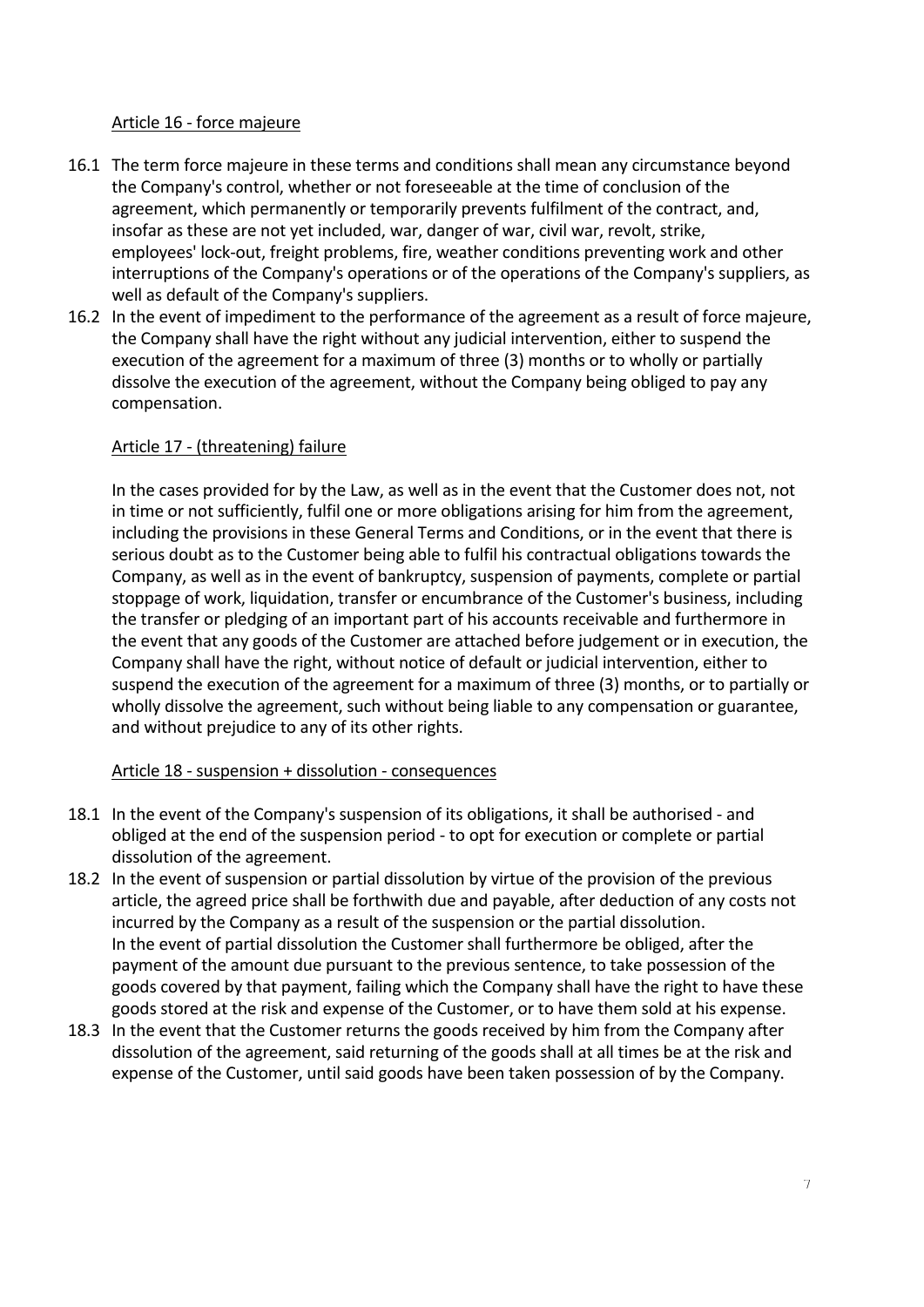## Article 16 - force majeure

16.1 The term force majeure in these terms and conditions shall mean any circumstance beyond the Company's control, whether or not foreseeable at the time of conclusion of the agreement, which permanently or temporarily prevents fulfilment of the contract, and, insofar as these are not yet included, war, danger of war, civil war, revolt, strike, employees' lock-out, freight problems, fire, weather conditions preventing work and other interruptions of the Company's operations or of the operations of the Company's suppliers, as well as default of the Company's suppliers.

16.2 In the event of impediment to the performance of the agreement as a result of force majeure, the Company shall have the right without any judicial intervention, either to suspend the execution of the agreement for a maximum of three (3) months or to wholly or partially dissolve the execution of the agreement, without the Company being obliged to pay any compensation.

## Article 17 - (threatening) failure

In the cases provided for by the Law, as well as in the event that the Customer does not, not in time or not sufficiently, fulfil one or more obligations arising for him from the agreement, including the provisions in these General Terms and Conditions, or in the event that there is serious doubt as to the Customer being able to fulfil his contractual obligations towards the Company, as well as in the event of bankruptcy, suspension of payments, complete or partial stoppage of work, liquidation, transfer or encumbrance of the Customer's business, including the transfer or pledging of an important part of his accounts receivable and furthermore in the event that any goods of the Customer are attached before judgement or in execution, the Company shall have the right, without notice of default or judicial intervention, either to suspend the execution of the agreement for a maximum of three (3) months, or to partially or wholly dissolve the agreement, such without being liable to any compensation or guarantee, and without prejudice to any of its other rights.

## Article 18 - suspension + dissolution - consequences

18.1 In the event of the Company's suspension of its obligations, it shall be authorised - and obliged at the end of the suspension period - to opt for execution or complete or partial dissolution of the agreement.

18.2 In the event of suspension or partial dissolution by virtue of the provision of the previous article, the agreed price shall be forthwith due and payable, after deduction of any costs not incurred by the Company as a result of the suspension or the partial dissolution.
In the event of partial dissolution the Customer shall furthermore be obliged, after the payment of the amount due pursuant to the previous sentence, to take possession of the goods covered by that payment, failing which the Company shall have the right to have these goods stored at the risk and expense of the Customer, or to have them sold at his expense.

18.3 In the event that the Customer returns the goods received by him from the Company after dissolution of the agreement, said returning of the goods shall at all times be at the risk and expense of the Customer, until said goods have been taken possession of by the Company.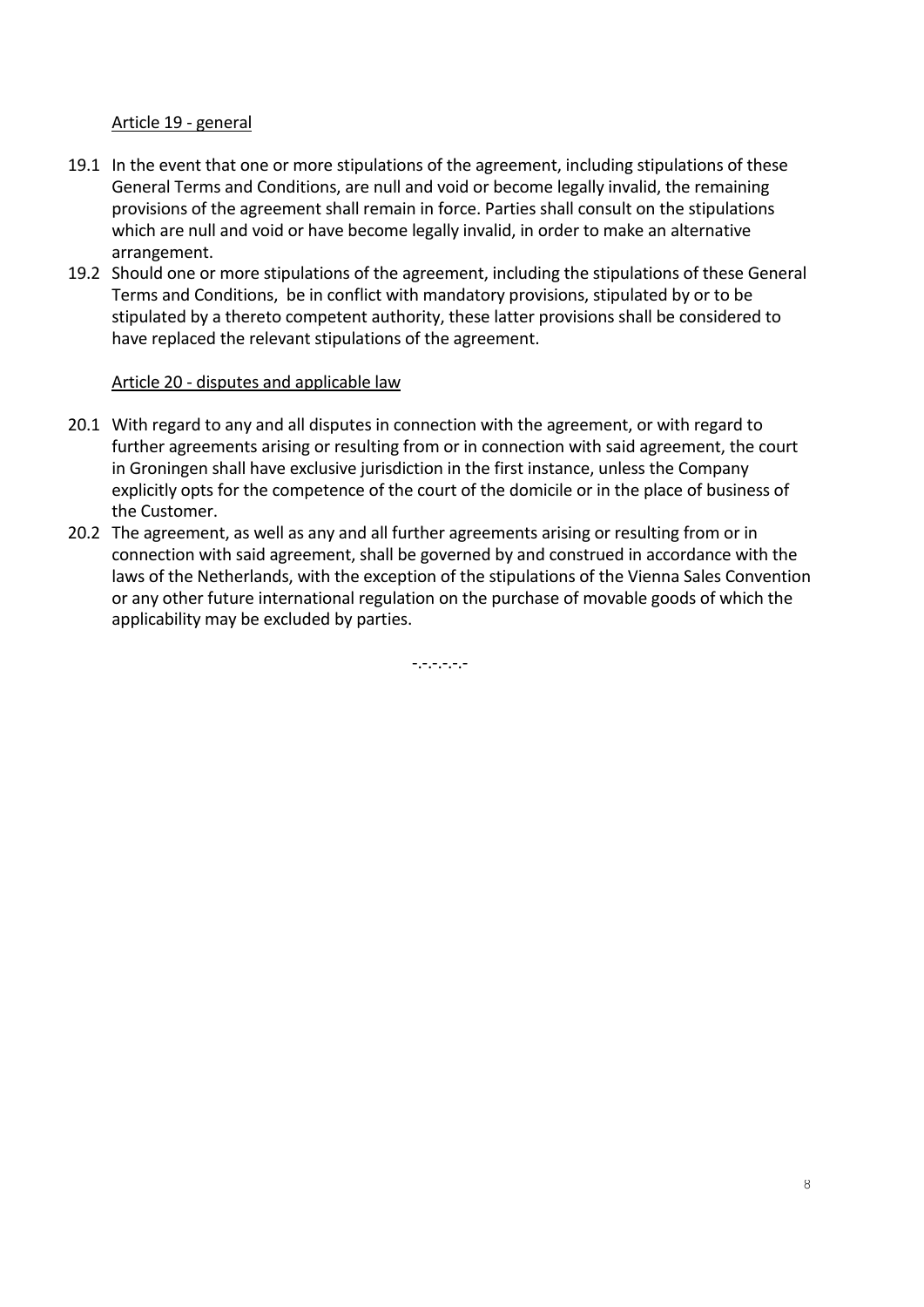Article 19 - general

19.1 In the event that one or more stipulations of the agreement, including stipulations of these General Terms and Conditions, are null and void or become legally invalid, the remaining provisions of the agreement shall remain in force. Parties shall consult on the stipulations which are null and void or have become legally invalid, in order to make an alternative arrangement.

19.2 Should one or more stipulations of the agreement, including the stipulations of these General Terms and Conditions, be in conflict with mandatory provisions, stipulated by or to be stipulated by a thereto competent authority, these latter provisions shall be considered to have replaced the relevant stipulations of the agreement.

Article 20 - disputes and applicable law

20.1 With regard to any and all disputes in connection with the agreement, or with regard to further agreements arising or resulting from or in connection with said agreement, the court in Groningen shall have exclusive jurisdiction in the first instance, unless the Company explicitly opts for the competence of the court of the domicile or in the place of business of the Customer.

20.2 The agreement, as well as any and all further agreements arising or resulting from or in connection with said agreement, shall be governed by and construed in accordance with the laws of the Netherlands, with the exception of the stipulations of the Vienna Sales Convention or any other future international regulation on the purchase of movable goods of which the applicability may be excluded by parties.

-.-.-.-.-.-